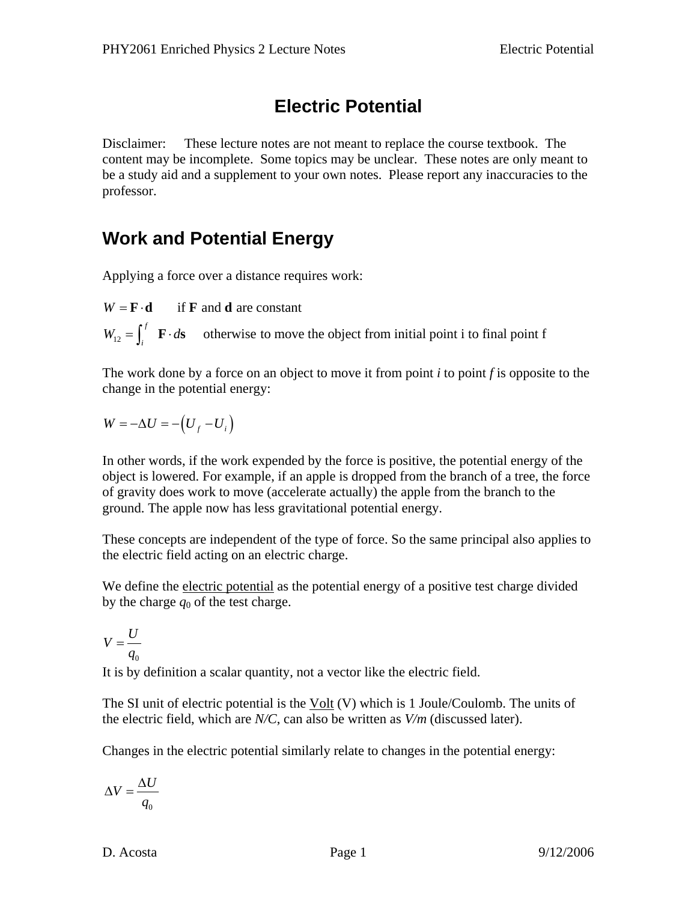# Electric Potential

Disclaimer: These lecture notes are not meant to replace the course textbook. The content may be incomplete. Some topics may be unclear. These notes are only meant to be a study aid and a supplement to your own notes. Please report any inaccuracies to the professor.

## Work and Potential Energy

Applying a force over a distance requires work:

$W = \mathbf{F} \cdot \mathbf{d}$ if **F** and **d** are constant

$W_{12} = \int_i^f \mathbf{F} \cdot d\mathbf{s}$ otherwise to move the object from initial point i to final point f

The work done by a force on an object to move it from point *i* to point *f* is opposite to the change in the potential energy:

$$W = -\Delta U = -\left(U_f - U_i\right)$$

In other words, if the work expended by the force is positive, the potential energy of the object is lowered. For example, if an apple is dropped from the branch of a tree, the force of gravity does work to move (accelerate actually) the apple from the branch to the ground. The apple now has less gravitational potential energy.

These concepts are independent of the type of force. So the same principal also applies to the electric field acting on an electric charge.

We define the electric potential as the potential energy of a positive test charge divided by the charge $q_0$ of the test charge.

$$V = \frac{U}{q_0}$$

It is by definition a scalar quantity, not a vector like the electric field.

The SI unit of electric potential is the Volt (V) which is 1 Joule/Coulomb. The units of the electric field, which are *N/C*, can also be written as *V/m* (discussed later).

Changes in the electric potential similarly relate to changes in the potential energy:

$$\Delta V = \frac{\Delta U}{q_0}$$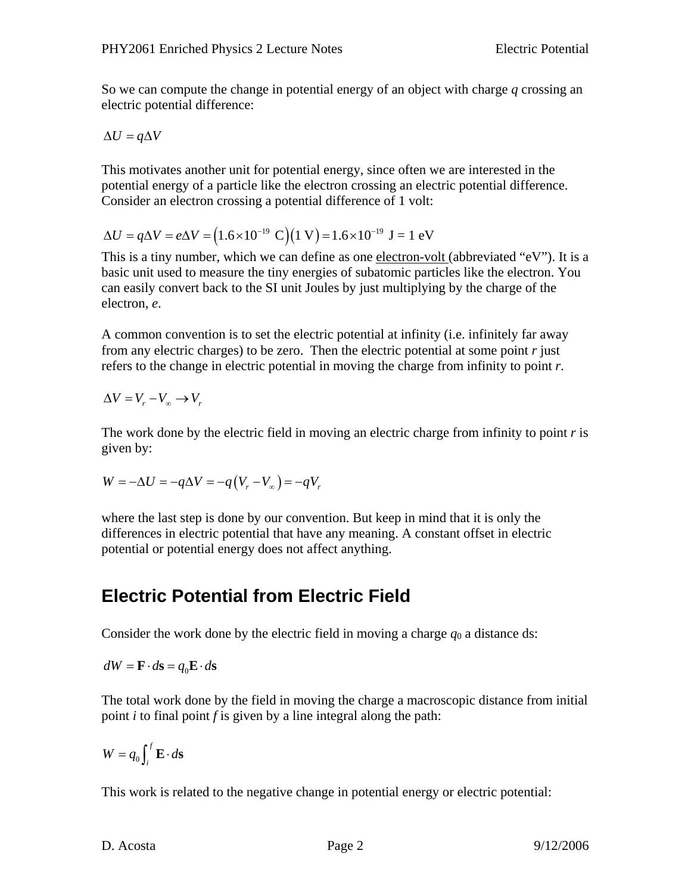So we can compute the change in potential energy of an object with charge $q$ crossing an electric potential difference:

$$\Delta U = q\Delta V$$

This motivates another unit for potential energy, since often we are interested in the potential energy of a particle like the electron crossing an electric potential difference. Consider an electron crossing a potential difference of 1 volt:

$$\Delta U = q\Delta V = e\Delta V = \left(1.6\times10^{-19}\text{ C}\right)\left(1\text{ V}\right) = 1.6\times10^{-19}\text{ J} = 1\text{ eV}$$

This is a tiny number, which we can define as one electron-volt (abbreviated "eV"). It is a basic unit used to measure the tiny energies of subatomic particles like the electron. You can easily convert back to the SI unit Joules by just multiplying by the charge of the electron, $e$.

A common convention is to set the electric potential at infinity (i.e. infinitely far away from any electric charges) to be zero. Then the electric potential at some point $r$ just refers to the change in electric potential in moving the charge from infinity to point $r$.

$$\Delta V = V_r - V_\infty \rightarrow V_r$$

The work done by the electric field in moving an electric charge from infinity to point $r$ is given by:

$$W = -\Delta U = -q\Delta V = -q\left(V_r - V_\infty\right) = -qV_r$$

where the last step is done by our convention. But keep in mind that it is only the differences in electric potential that have any meaning. A constant offset in electric potential or potential energy does not affect anything.

## Electric Potential from Electric Field

Consider the work done by the electric field in moving a charge $q_0$ a distance ds:

$$dW = \mathbf{F}\cdot d\mathbf{s} = q_0\mathbf{E}\cdot d\mathbf{s}$$

The total work done by the field in moving the charge a macroscopic distance from initial point $i$ to final point $f$ is given by a line integral along the path:

$$W = q_0\int_i^f \mathbf{E}\cdot d\mathbf{s}$$

This work is related to the negative change in potential energy or electric potential: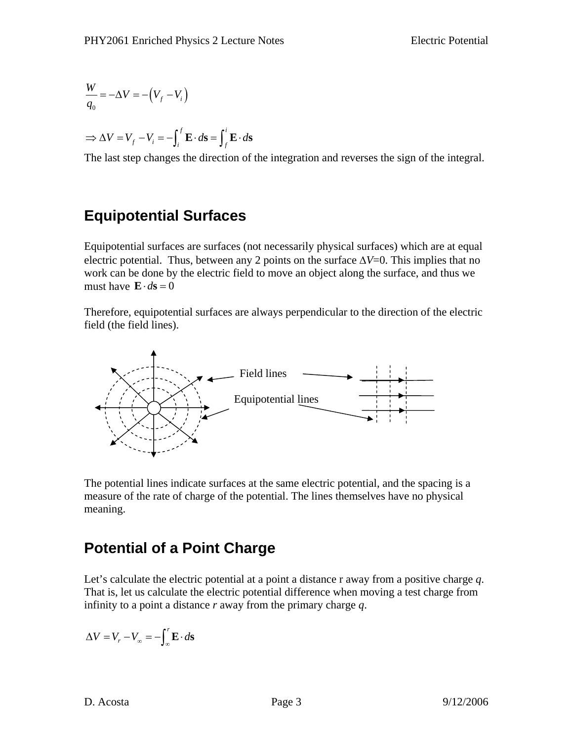$$\frac{W}{q_0} = -\Delta V = -\left(V_f - V_i\right)$$

$$\Rightarrow \Delta V = V_f - V_i = -\int_i^f \mathbf{E} \cdot d\mathbf{s} = \int_f^i \mathbf{E} \cdot d\mathbf{s}$$

The last step changes the direction of the integration and reverses the sign of the integral.

## Equipotential Surfaces

Equipotential surfaces are surfaces (not necessarily physical surfaces) which are at equal electric potential. Thus, between any 2 points on the surface $\Delta V$=0. This implies that no work can be done by the electric field to move an object along the surface, and thus we must have $\mathbf{E} \cdot d\mathbf{s} = 0$

Therefore, equipotential surfaces are always perpendicular to the direction of the electric field (the field lines).

Field lines

Equipotential lines

The potential lines indicate surfaces at the same electric potential, and the spacing is a measure of the rate of charge of the potential. The lines themselves have no physical meaning.

## Potential of a Point Charge

Let's calculate the electric potential at a point a distance r away from a positive charge *q*. That is, let us calculate the electric potential difference when moving a test charge from infinity to a point a distance *r* away from the primary charge *q*.

$$\Delta V = V_r - V_\infty = -\int_\infty^r \mathbf{E} \cdot d\mathbf{s}$$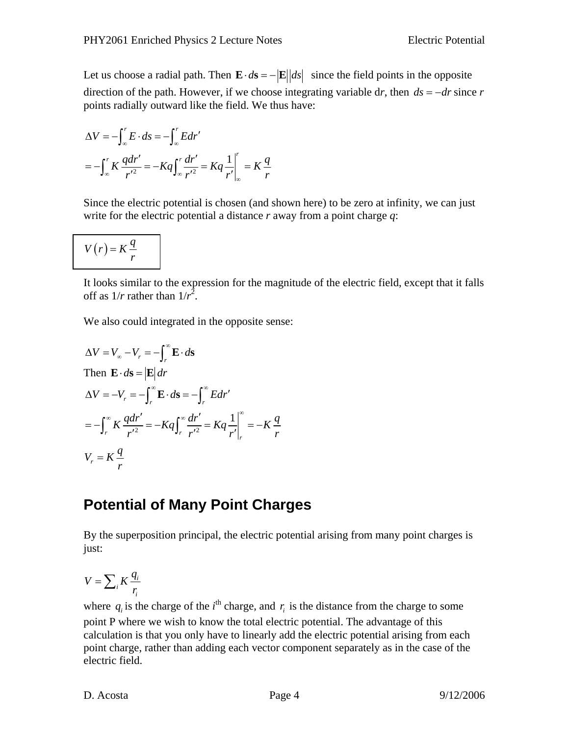Let us choose a radial path. Then $\mathbf{E} \cdot d\mathbf{s} = -|\mathbf{E}||ds|$ since the field points in the opposite direction of the path. However, if we choose integrating variable d*r*, then $ds = -dr$ since *r* points radially outward like the field. We thus have:

$$\Delta V = -\int_{\infty}^{r} E \cdot ds = -\int_{\infty}^{r} E dr'$$

$$= -\int_{\infty}^{r} K \frac{q dr'}{r'^2} = -Kq \int_{\infty}^{r} \frac{dr'}{r'^2} = Kq \left. \frac{1}{r'} \right|_{\infty}^{r} = K \frac{q}{r}$$

Since the electric potential is chosen (and shown here) to be zero at infinity, we can just write for the electric potential a distance *r* away from a point charge *q*:

$$\boxed{V(r) = K \frac{q}{r}}$$

It looks similar to the expression for the magnitude of the electric field, except that it falls off as $1/r$ rather than $1/r^2$.

We also could integrated in the opposite sense:

$$\Delta V = V_{\infty} - V_r = -\int_{r}^{\infty} \mathbf{E} \cdot d\mathbf{s}$$

Then $\mathbf{E} \cdot d\mathbf{s} = |\mathbf{E}| dr$

$$\Delta V = -V_r = -\int_{r}^{\infty} \mathbf{E} \cdot d\mathbf{s} = -\int_{r}^{\infty} E dr'$$

$$= -\int_{r}^{\infty} K \frac{q dr'}{r'^2} = -Kq \int_{r}^{\infty} \frac{dr'}{r'^2} = Kq \left. \frac{1}{r'} \right|_{r}^{\infty} = -K \frac{q}{r}$$

$$V_r = K \frac{q}{r}$$

## Potential of Many Point Charges

By the superposition principal, the electric potential arising from many point charges is just:

$$V = \sum_i K \frac{q_i}{r_i}$$

where $q_i$ is the charge of the $i^{\text{th}}$ charge, and $r_i$ is the distance from the charge to some point P where we wish to know the total electric potential. The advantage of this calculation is that you only have to linearly add the electric potential arising from each point charge, rather than adding each vector component separately as in the case of the electric field.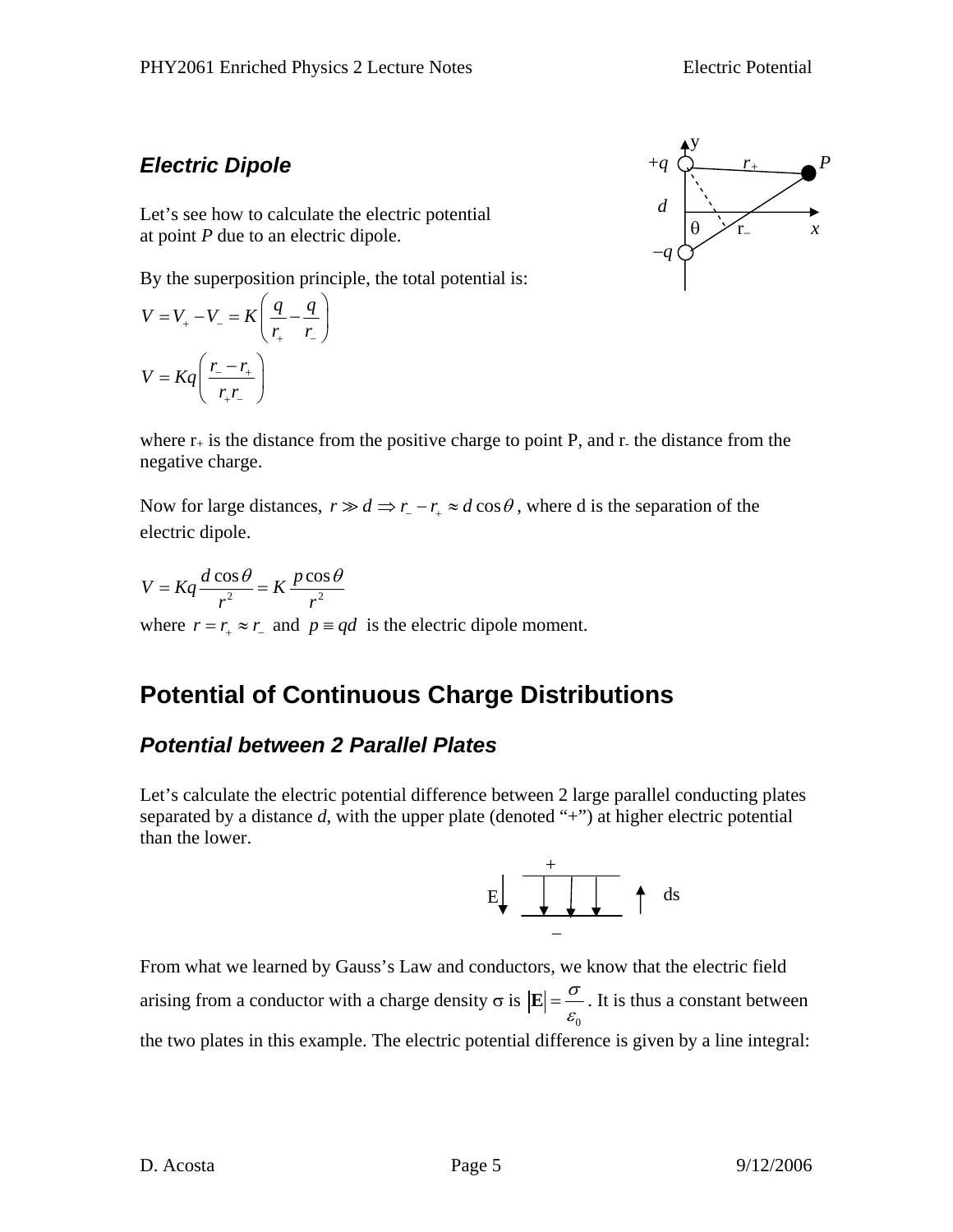### *Electric Dipole*

Let's see how to calculate the electric potential at point *P* due to an electric dipole.

By the superposition principle, the total potential is:

$$V = V_+ - V_- = K\left(\frac{q}{r_+} - \frac{q}{r_-}\right)$$

$$V = Kq\left(\frac{r_- - r_+}{r_+ r_-}\right)$$

where $r_+$ is the distance from the positive charge to point P, and $r_-$ the distance from the negative charge.

Now for large distances, $r \gg d \Rightarrow r_- - r_+ \approx d\cos\theta$, where d is the separation of the electric dipole.

$$V = Kq\frac{d\cos\theta}{r^2} = K\frac{p\cos\theta}{r^2}$$

where $r = r_+ \approx r_-$ and $p \equiv qd$ is the electric dipole moment.

## Potential of Continuous Charge Distributions

### *Potential between 2 Parallel Plates*

Let's calculate the electric potential difference between 2 large parallel conducting plates separated by a distance *d*, with the upper plate (denoted "+") at higher electric potential than the lower.

From what we learned by Gauss's Law and conductors, we know that the electric field arising from a conductor with a charge density $\sigma$ is $|\mathbf{E}| = \frac{\sigma}{\varepsilon_0}$. It is thus a constant between the two plates in this example. The electric potential difference is given by a line integral: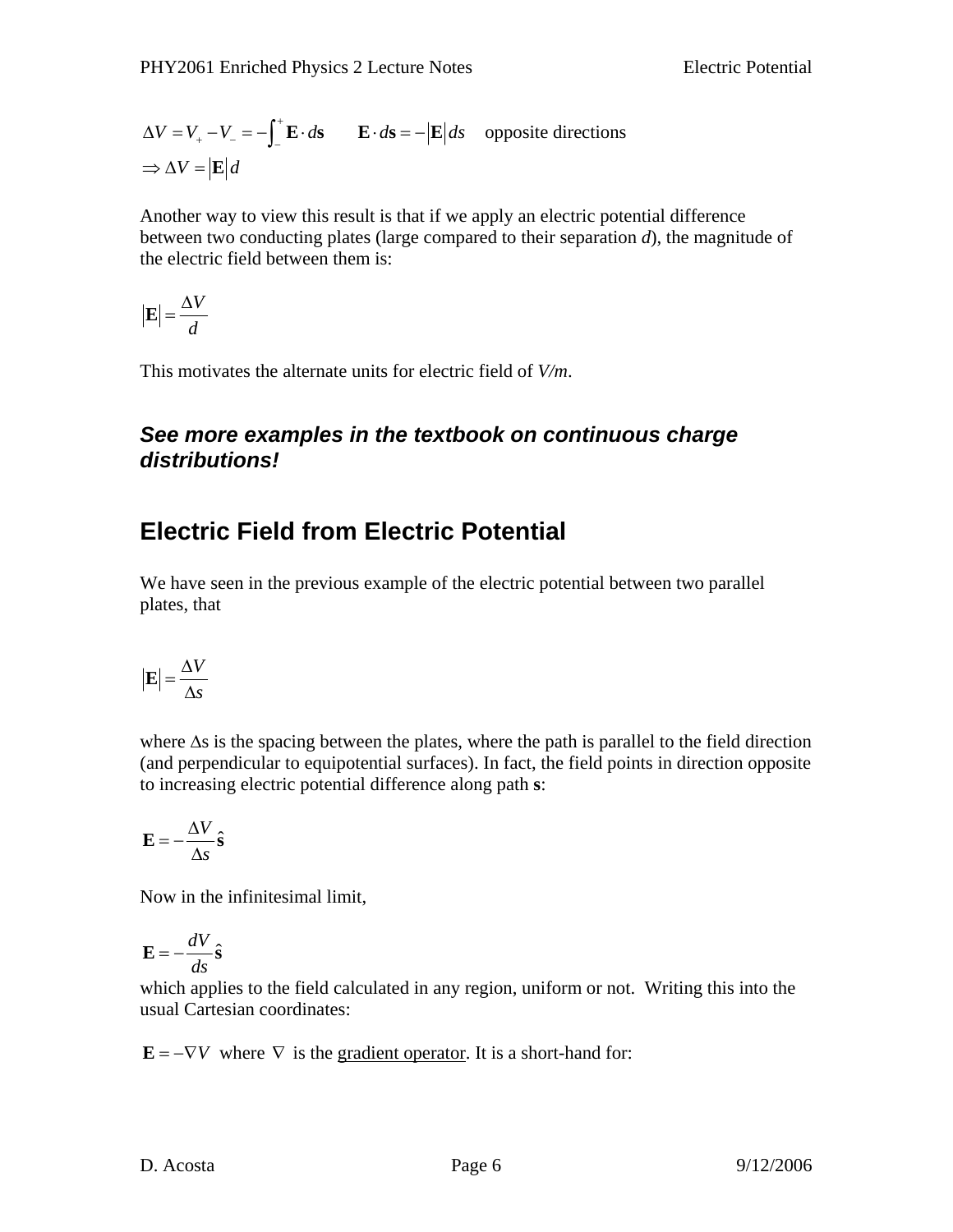$$\Delta V = V_+ - V_- = -\int_-^+ \mathbf{E} \cdot d\mathbf{s} \qquad \mathbf{E} \cdot d\mathbf{s} = -|\mathbf{E}|\, ds \quad \text{opposite directions}$$

$$\Rightarrow \Delta V = |\mathbf{E}|\, d$$

Another way to view this result is that if we apply an electric potential difference between two conducting plates (large compared to their separation $d$), the magnitude of the electric field between them is:

$$|\mathbf{E}| = \frac{\Delta V}{d}$$

This motivates the alternate units for electric field of *V/m*.

### ***See more examples in the textbook on continuous charge distributions!***

## Electric Field from Electric Potential

We have seen in the previous example of the electric potential between two parallel plates, that

$$|\mathbf{E}| = \frac{\Delta V}{\Delta s}$$

where $\Delta s$ is the spacing between the plates, where the path is parallel to the field direction (and perpendicular to equipotential surfaces). In fact, the field points in direction opposite to increasing electric potential difference along path $\mathbf{s}$:

$$\mathbf{E} = -\frac{\Delta V}{\Delta s}\hat{\mathbf{s}}$$

Now in the infinitesimal limit,

$$\mathbf{E} = -\frac{dV}{ds}\hat{\mathbf{s}}$$

which applies to the field calculated in any region, uniform or not. Writing this into the usual Cartesian coordinates:

$\mathbf{E} = -\nabla V$ where $\nabla$ is the gradient operator. It is a short-hand for: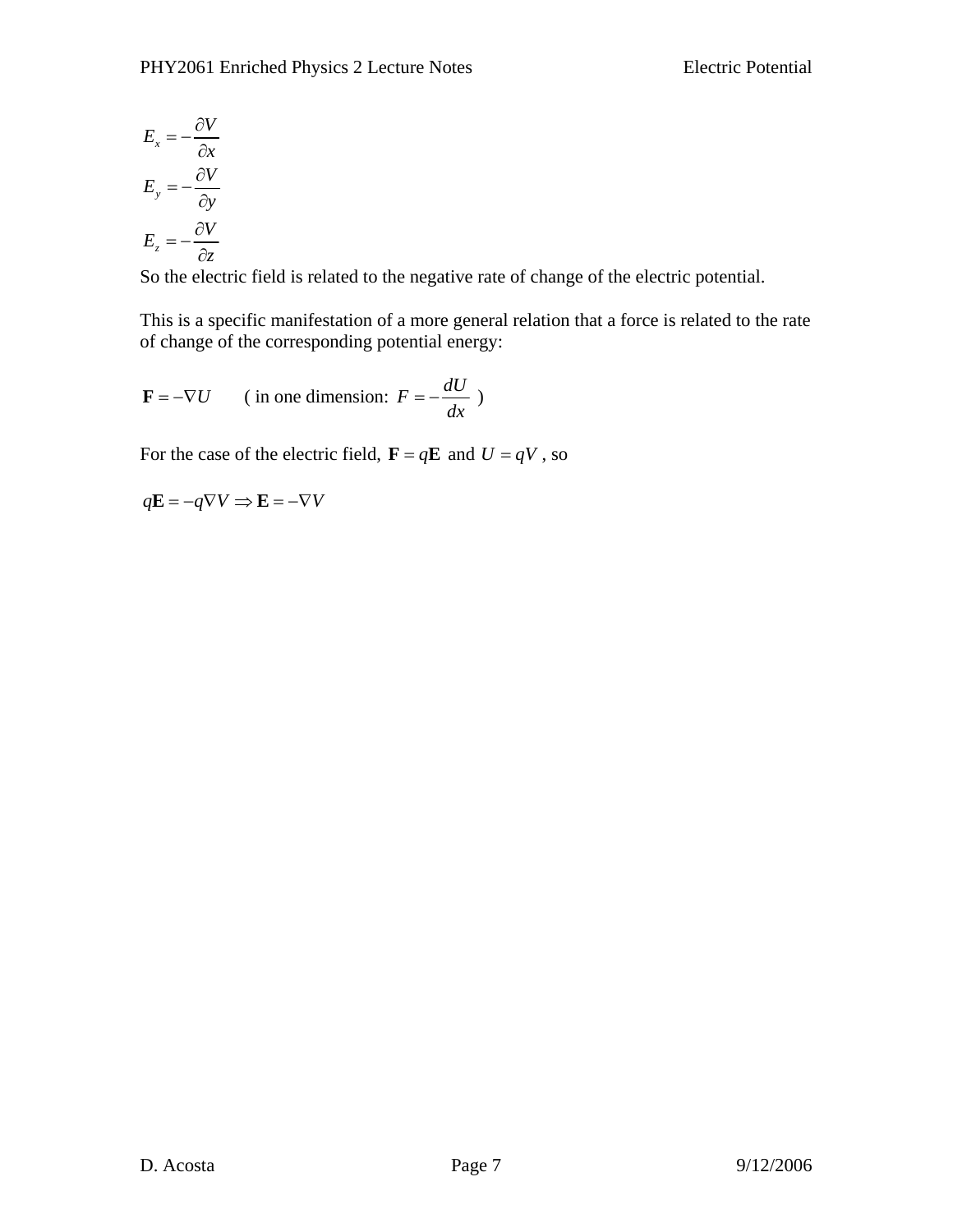$$E_x = -\frac{\partial V}{\partial x}$$

$$E_y = -\frac{\partial V}{\partial y}$$

$$E_z = -\frac{\partial V}{\partial z}$$

So the electric field is related to the negative rate of change of the electric potential.

This is a specific manifestation of a more general relation that a force is related to the rate of change of the corresponding potential energy:

$$\mathbf{F} = -\nabla U \qquad \text{( in one dimension: } F = -\frac{dU}{dx} \text{ )}$$

For the case of the electric field, $\mathbf{F} = q\mathbf{E}$ and $U = qV$ , so

$$q\mathbf{E} = -q\nabla V \Rightarrow \mathbf{E} = -\nabla V$$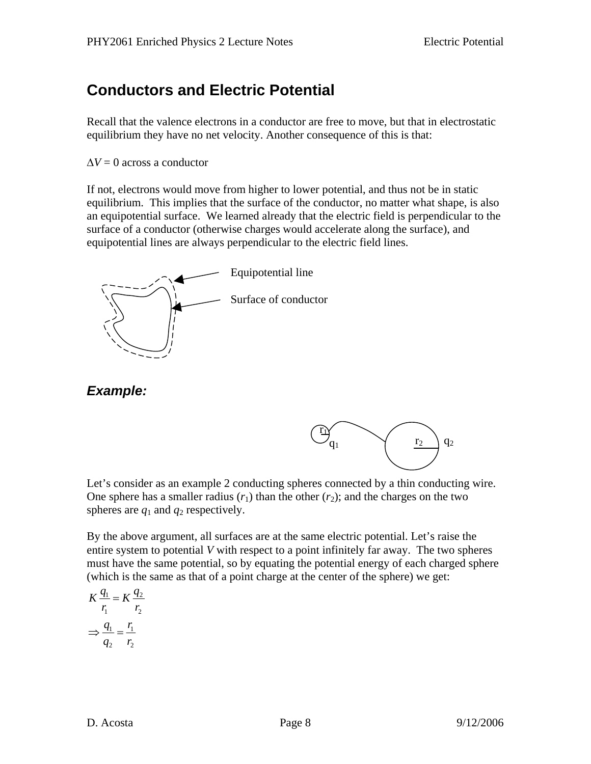## Conductors and Electric Potential

Recall that the valence electrons in a conductor are free to move, but that in electrostatic equilibrium they have no net velocity. Another consequence of this is that:

$\Delta V = 0$ across a conductor

If not, electrons would move from higher to lower potential, and thus not be in static equilibrium. This implies that the surface of the conductor, no matter what shape, is also an equipotential surface. We learned already that the electric field is perpendicular to the surface of a conductor (otherwise charges would accelerate along the surface), and equipotential lines are always perpendicular to the electric field lines.

Equipotential line

Surface of conductor

### *Example:*

Let's consider as an example 2 conducting spheres connected by a thin conducting wire. One sphere has a smaller radius ($r_1$) than the other ($r_2$); and the charges on the two spheres are $q_1$ and $q_2$ respectively.

By the above argument, all surfaces are at the same electric potential. Let's raise the entire system to potential $V$ with respect to a point infinitely far away. The two spheres must have the same potential, so by equating the potential energy of each charged sphere (which is the same as that of a point charge at the center of the sphere) we get:

$$K\frac{q_1}{r_1} = K\frac{q_2}{r_2}$$

$$\Rightarrow \frac{q_1}{q_2} = \frac{r_1}{r_2}$$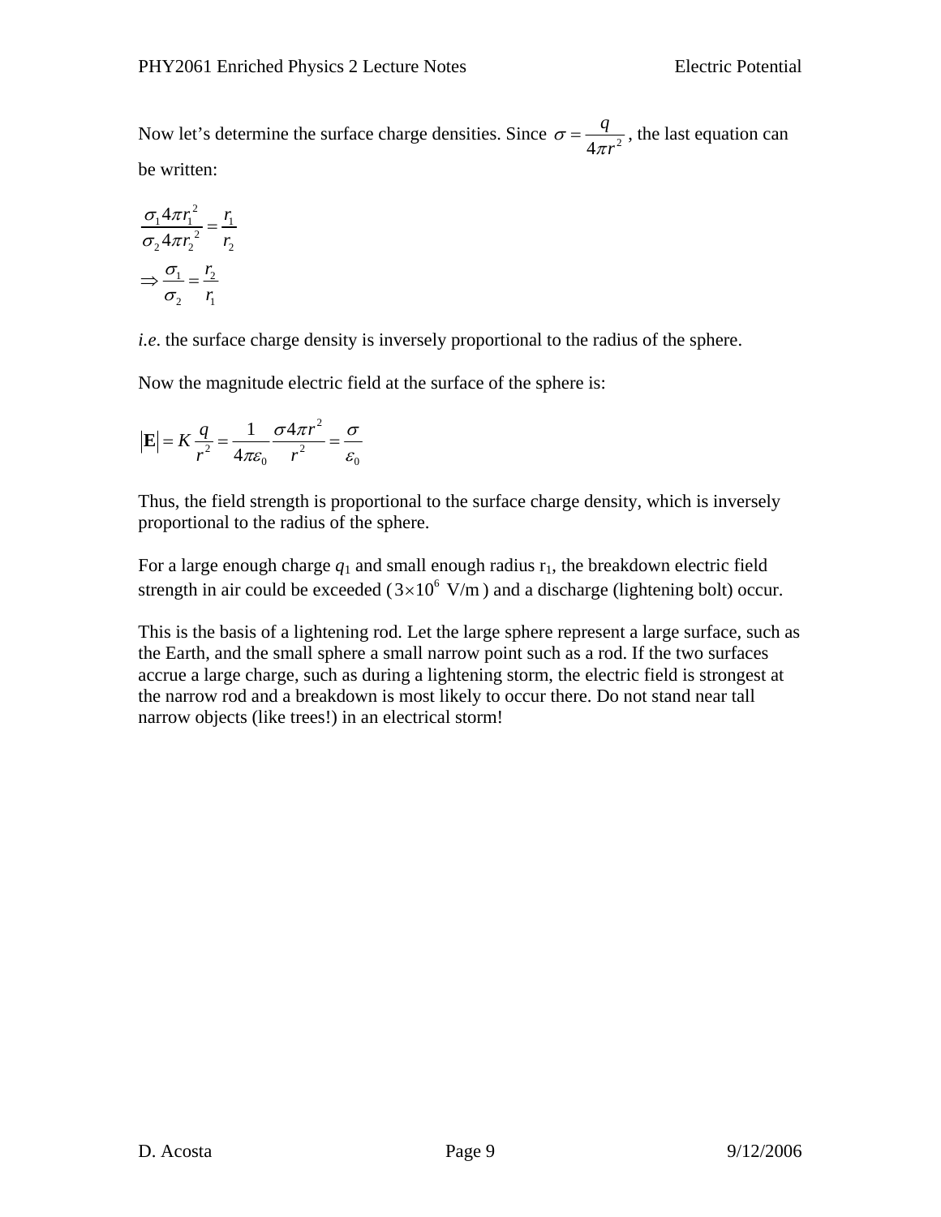Now let's determine the surface charge densities. Since $\sigma = \dfrac{q}{4\pi r^2}$, the last equation can be written:

$$
\frac{\sigma_1 4\pi r_1^{\,2}}{\sigma_2 4\pi r_2^{\,2}} = \frac{r_1}{r_2}
$$

$$
\Rightarrow \frac{\sigma_1}{\sigma_2} = \frac{r_2}{r_1}
$$

*i.e*. the surface charge density is inversely proportional to the radius of the sphere.

Now the magnitude electric field at the surface of the sphere is:

$$
|\mathbf{E}| = K\frac{q}{r^2} = \frac{1}{4\pi\varepsilon_0}\frac{\sigma 4\pi r^2}{r^2} = \frac{\sigma}{\varepsilon_0}
$$

Thus, the field strength is proportional to the surface charge density, which is inversely proportional to the radius of the sphere.

For a large enough charge $q_1$ and small enough radius $r_1$, the breakdown electric field strength in air could be exceeded ($3\times10^6$ V/m) and a discharge (lightening bolt) occur.

This is the basis of a lightening rod. Let the large sphere represent a large surface, such as the Earth, and the small sphere a small narrow point such as a rod. If the two surfaces accrue a large charge, such as during a lightening storm, the electric field is strongest at the narrow rod and a breakdown is most likely to occur there. Do not stand near tall narrow objects (like trees!) in an electrical storm!